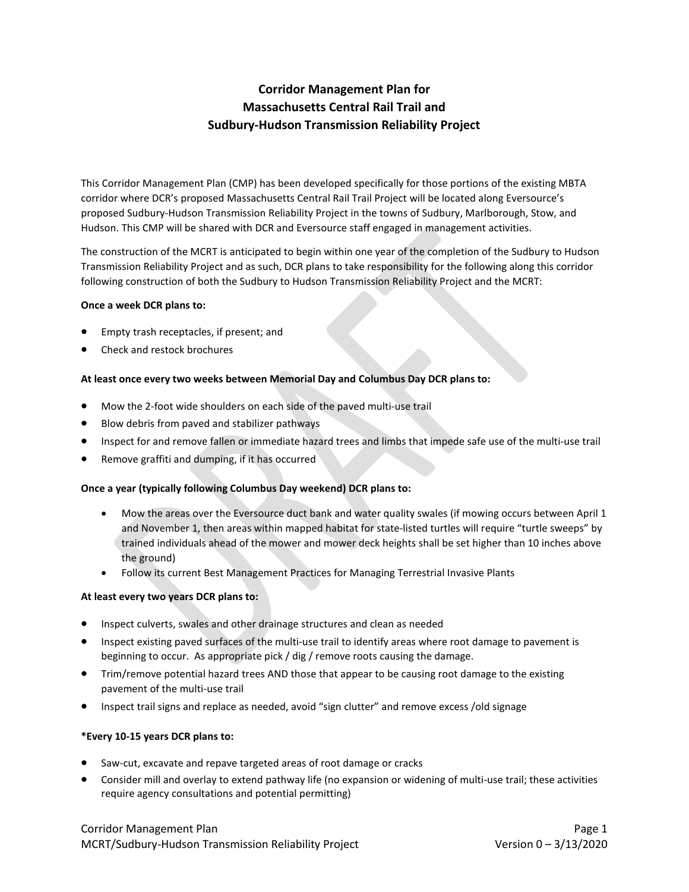# Corridor Management Plan for Massachusetts Central Rail Trail and Sudbury-Hudson Transmission Reliability Project

This Corridor Management Plan (CMP) has been developed specifically for those portions of the existing MBTA corridor where DCR's proposed Massachusetts Central Rail Trail Project will be located along Eversource's proposed Sudbury-Hudson Transmission Reliability Project in the towns of Sudbury, Marlborough, Stow, and Hudson. This CMP will be shared with DCR and Eversource staff engaged in management activities.

The construction of the MCRT is anticipated to begin within one year of the completion of the Sudbury to Hudson Transmission Reliability Project and as such, DCR plans to take responsibility for the following along this corridor following construction of both the Sudbury to Hudson Transmission Reliability Project and the MCRT:

**Once a week DCR plans to:**

- Empty trash receptacles, if present; and
- Check and restock brochures

**At least once every two weeks between Memorial Day and Columbus Day DCR plans to:**

- Mow the 2-foot wide shoulders on each side of the paved multi-use trail
- Blow debris from paved and stabilizer pathways
- Inspect for and remove fallen or immediate hazard trees and limbs that impede safe use of the multi-use trail
- Remove graffiti and dumping, if it has occurred

**Once a year (typically following Columbus Day weekend) DCR plans to:**

- Mow the areas over the Eversource duct bank and water quality swales (if mowing occurs between April 1 and November 1, then areas within mapped habitat for state-listed turtles will require "turtle sweeps" by trained individuals ahead of the mower and mower deck heights shall be set higher than 10 inches above the ground)
- Follow its current Best Management Practices for Managing Terrestrial Invasive Plants

**At least every two years DCR plans to:**

- Inspect culverts, swales and other drainage structures and clean as needed
- Inspect existing paved surfaces of the multi-use trail to identify areas where root damage to pavement is beginning to occur. As appropriate pick / dig / remove roots causing the damage.
- Trim/remove potential hazard trees AND those that appear to be causing root damage to the existing pavement of the multi-use trail
- Inspect trail signs and replace as needed, avoid "sign clutter" and remove excess /old signage

***Every 10-15 years DCR plans to:**

- Saw-cut, excavate and repave targeted areas of root damage or cracks
- Consider mill and overlay to extend pathway life (no expansion or widening of multi-use trail; these activities require agency consultations and potential permitting)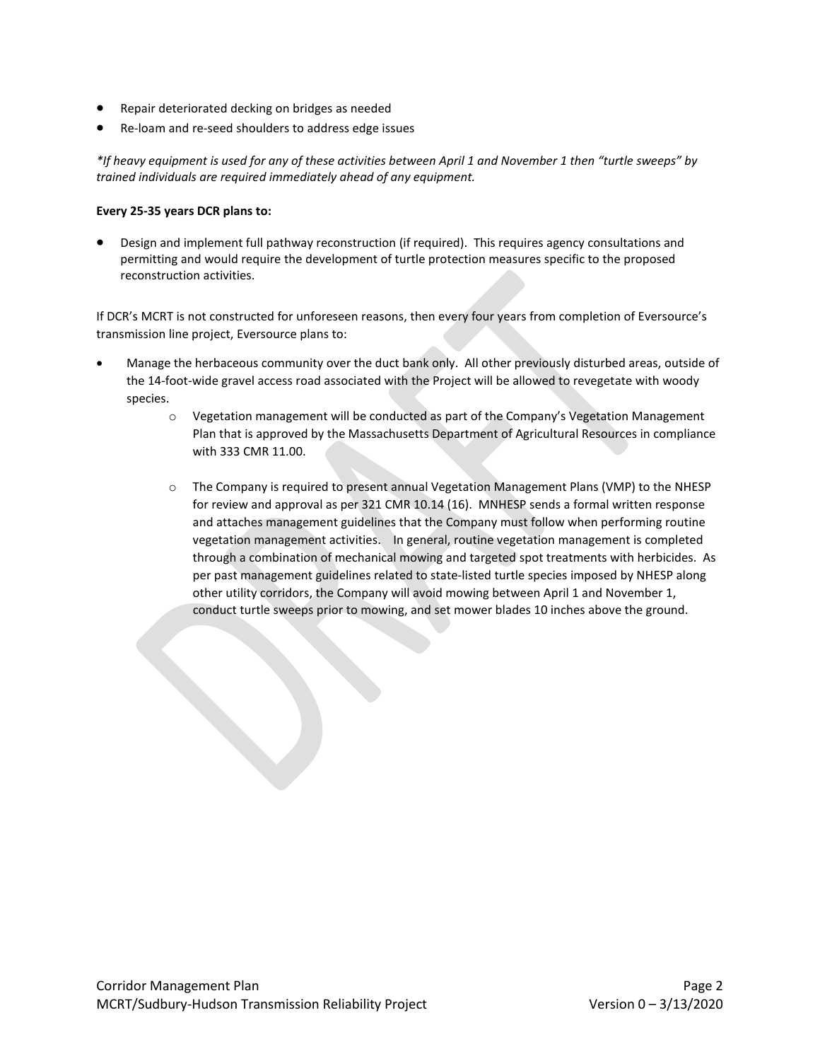- Repair deteriorated decking on bridges as needed
- Re-loam and re-seed shoulders to address edge issues

*\*If heavy equipment is used for any of these activities between April 1 and November 1 then "turtle sweeps" by trained individuals are required immediately ahead of any equipment.*

**Every 25-35 years DCR plans to:**

- Design and implement full pathway reconstruction (if required). This requires agency consultations and permitting and would require the development of turtle protection measures specific to the proposed reconstruction activities.

If DCR's MCRT is not constructed for unforeseen reasons, then every four years from completion of Eversource's transmission line project, Eversource plans to:

- Manage the herbaceous community over the duct bank only. All other previously disturbed areas, outside of the 14-foot-wide gravel access road associated with the Project will be allowed to revegetate with woody species.
    - Vegetation management will be conducted as part of the Company's Vegetation Management Plan that is approved by the Massachusetts Department of Agricultural Resources in compliance with 333 CMR 11.00.
    - The Company is required to present annual Vegetation Management Plans (VMP) to the NHESP for review and approval as per 321 CMR 10.14 (16). MNHESP sends a formal written response and attaches management guidelines that the Company must follow when performing routine vegetation management activities. In general, routine vegetation management is completed through a combination of mechanical mowing and targeted spot treatments with herbicides. As per past management guidelines related to state-listed turtle species imposed by NHESP along other utility corridors, the Company will avoid mowing between April 1 and November 1, conduct turtle sweeps prior to mowing, and set mower blades 10 inches above the ground.